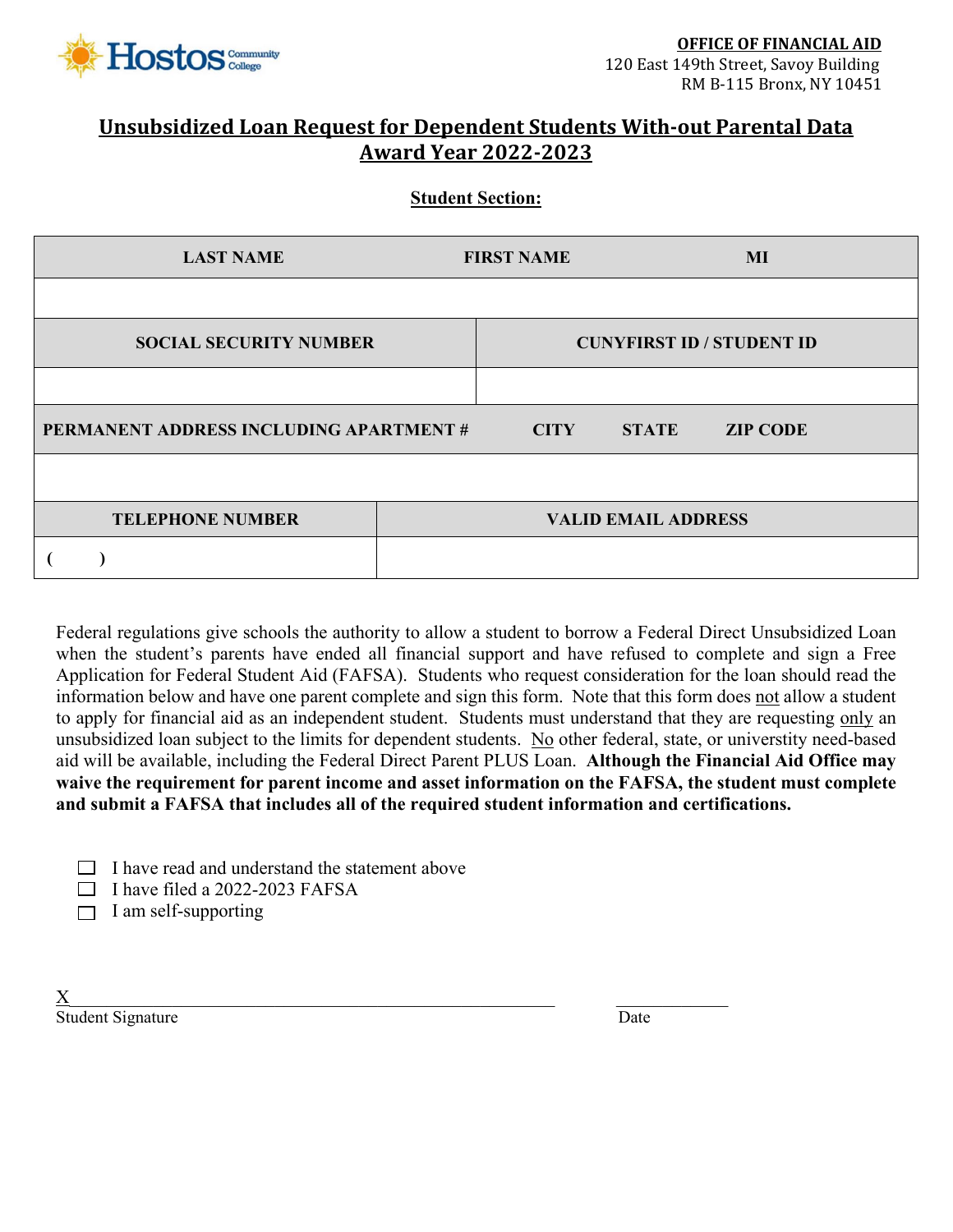**OFFICE OF FINANCIAL AID**
120 East 149th Street, Savoy Building
RM B-115 Bronx, NY 10451

# Unsubsidized Loan Request for Dependent Students With-out Parental Data
# Award Year 2022-2023

**Student Section:**

| LAST NAME | FIRST NAME | MI |
|---|---|---|
| | | |

| SOCIAL SECURITY NUMBER | CUNYFIRST ID / STUDENT ID |
|---|---|
| | |

| PERMANENT ADDRESS INCLUDING APARTMENT # | CITY | STATE | ZIP CODE |
|---|---|---|---|
| | | | |

| TELEPHONE NUMBER | VALID EMAIL ADDRESS |
|---|---|
| (     ) | |

Federal regulations give schools the authority to allow a student to borrow a Federal Direct Unsubsidized Loan when the student's parents have ended all financial support and have refused to complete and sign a Free Application for Federal Student Aid (FAFSA). Students who request consideration for the loan should read the information below and have one parent complete and sign this form. Note that this form does not allow a student to apply for financial aid as an independent student. Students must understand that they are requesting only an unsubsidized loan subject to the limits for dependent students. No other federal, state, or universtity need-based aid will be available, including the Federal Direct Parent PLUS Loan. **Although the Financial Aid Office may waive the requirement for parent income and asset information on the FAFSA, the student must complete and submit a FAFSA that includes all of the required student information and certifications.**

- ☐ I have read and understand the statement above
- ☐ I have filed a 2022-2023 FAFSA
- ☐ I am self-supporting

X______________________________________________ ____________

Student Signature Date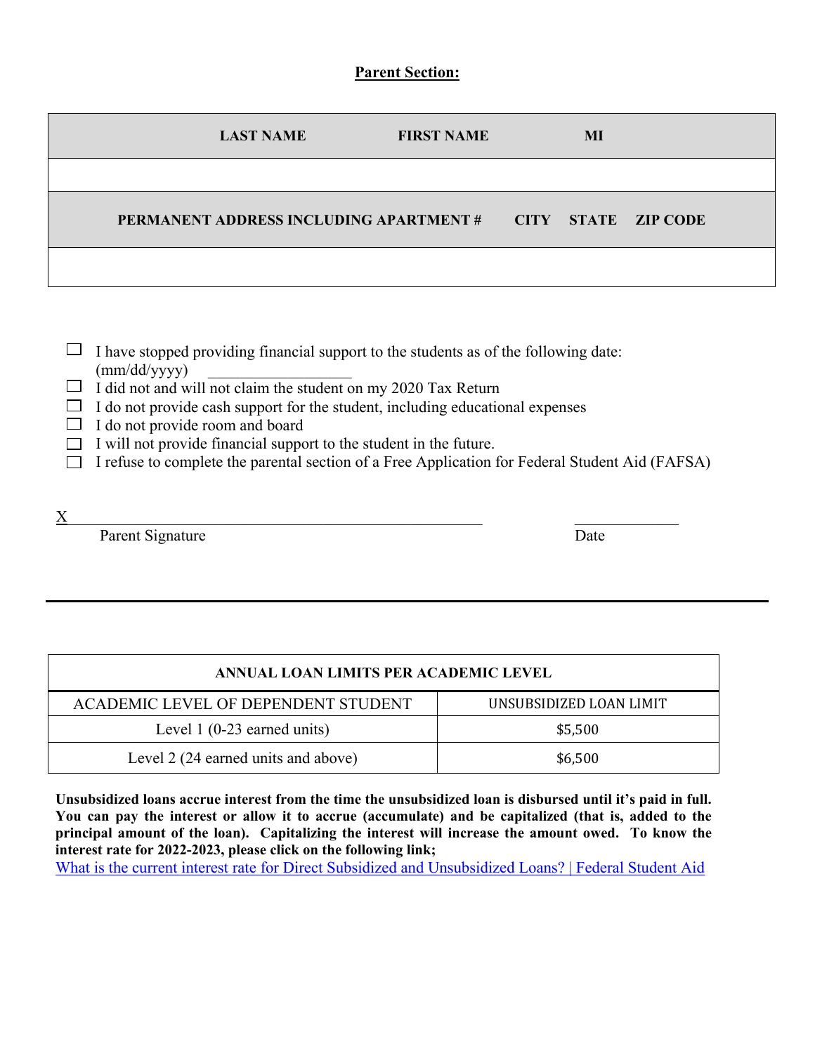## Parent Section:

| LAST NAME | FIRST NAME | MI |
|---|---|---|
| | | |

| PERMANENT ADDRESS INCLUDING APARTMENT # | CITY | STATE | ZIP CODE |
|---|---|---|---|
| | | | |

- ☐ I have stopped providing financial support to the students as of the following date: (mm/dd/yyyy) ________________
- ☐ I did not and will not claim the student on my 2020 Tax Return
- ☐ I do not provide cash support for the student, including educational expenses
- ☐ I do not provide room and board
- ☐ I will not provide financial support to the student in the future.
- ☐ I refuse to complete the parental section of a Free Application for Federal Student Aid (FAFSA)

X_____________________________________________ ____________

Parent Signature Date

---

| ANNUAL LOAN LIMITS PER ACADEMIC LEVEL | |
|---|---|
| ACADEMIC LEVEL OF DEPENDENT STUDENT | UNSUBSIDIZED LOAN LIMIT |
| Level 1 (0-23 earned units) | $5,500 |
| Level 2 (24 earned units and above) | $6,500 |

**Unsubsidized loans accrue interest from the time the unsubsidized loan is disbursed until it's paid in full. You can pay the interest or allow it to accrue (accumulate) and be capitalized (that is, added to the principal amount of the loan). Capitalizing the interest will increase the amount owed. To know the interest rate for 2022-2023, please click on the following link;**

What is the current interest rate for Direct Subsidized and Unsubsidized Loans? | Federal Student Aid